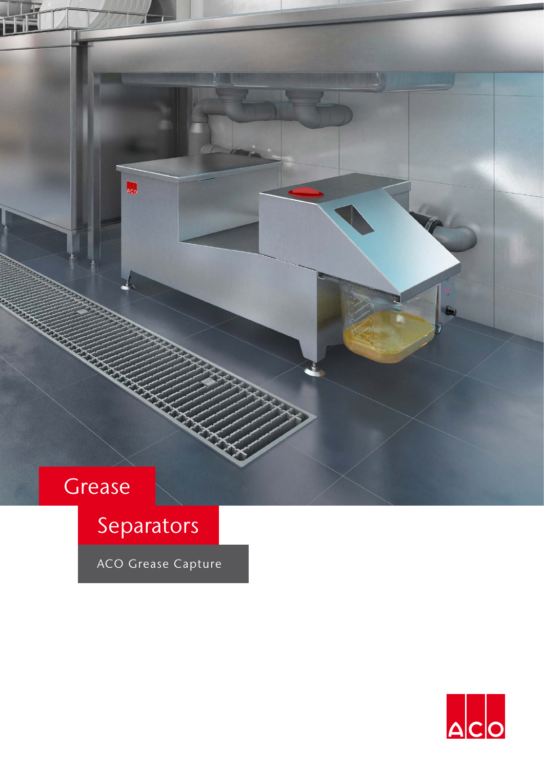# Grease Separators

ACO Grease Capture

ACO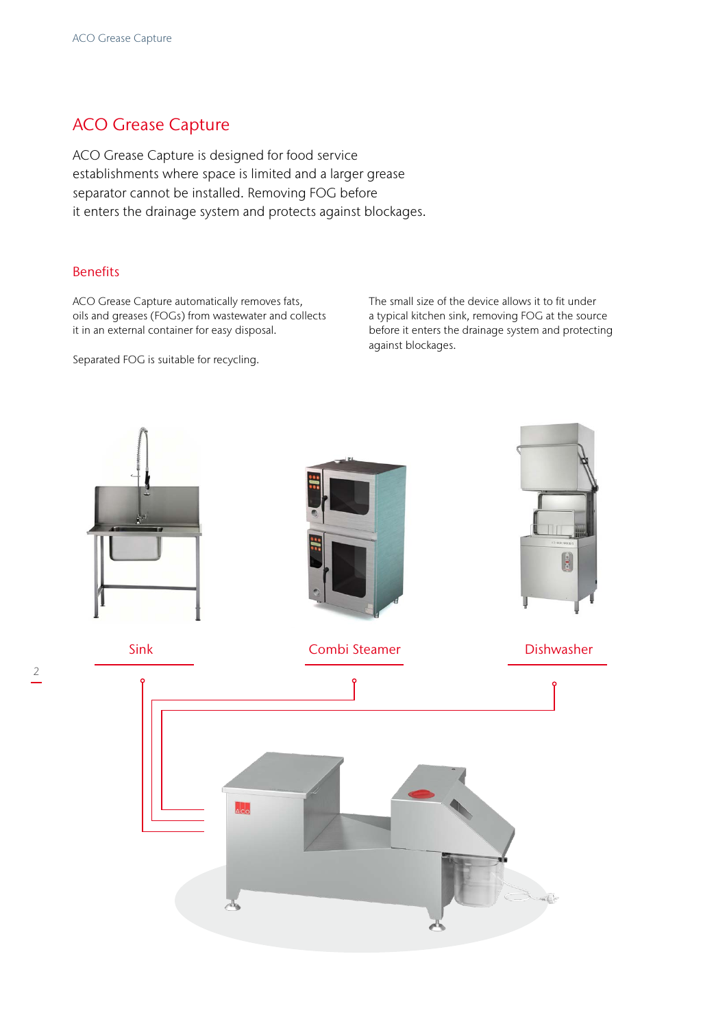# ACO Grease Capture

ACO Grease Capture is designed for food service establishments where space is limited and a larger grease separator cannot be installed. Removing FOG before it enters the drainage system and protects against blockages.

## Benefits

ACO Grease Capture automatically removes fats, oils and greases (FOGs) from wastewater and collects it in an external container for easy disposal.

Separated FOG is suitable for recycling.

The small size of the device allows it to fit under a typical kitchen sink, removing FOG at the source before it enters the drainage system and protecting against blockages.

Sink

Combi Steamer

Dishwasher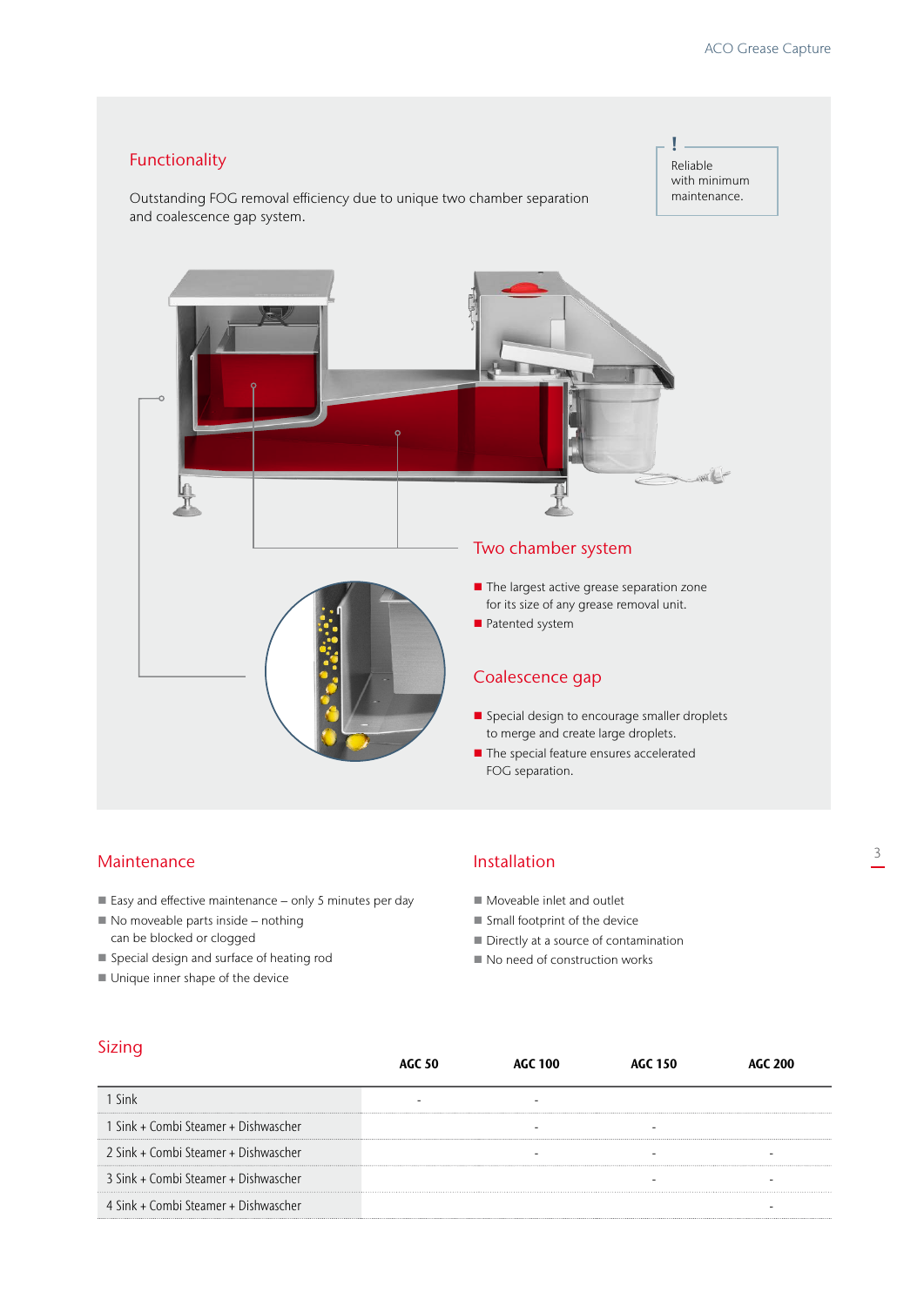## Functionality

Outstanding FOG removal efficiency due to unique two chamber separation and coalescence gap system.

**!** Reliable with minimum maintenance.

### Two chamber system

- The largest active grease separation zone for its size of any grease removal unit.
- Patented system

### Coalescence gap

- Special design to encourage smaller droplets to merge and create large droplets.
- The special feature ensures accelerated FOG separation.

## Maintenance

- Easy and effective maintenance – only 5 minutes per day
- No moveable parts inside – nothing can be blocked or clogged
- Special design and surface of heating rod
- Unique inner shape of the device

## Installation

- Moveable inlet and outlet
- Small footprint of the device
- Directly at a source of contamination
- No need of construction works

## Sizing

| | AGC 50 | AGC 100 | AGC 150 | AGC 200 |
|---|---|---|---|---|
| 1 Sink | - | - | | |
| 1 Sink + Combi Steamer + Dishwascher | | - | - | |
| 2 Sink + Combi Steamer + Dishwascher | | - | - | - |
| 3 Sink + Combi Steamer + Dishwascher | | | - | - |
| 4 Sink + Combi Steamer + Dishwascher | | | | - |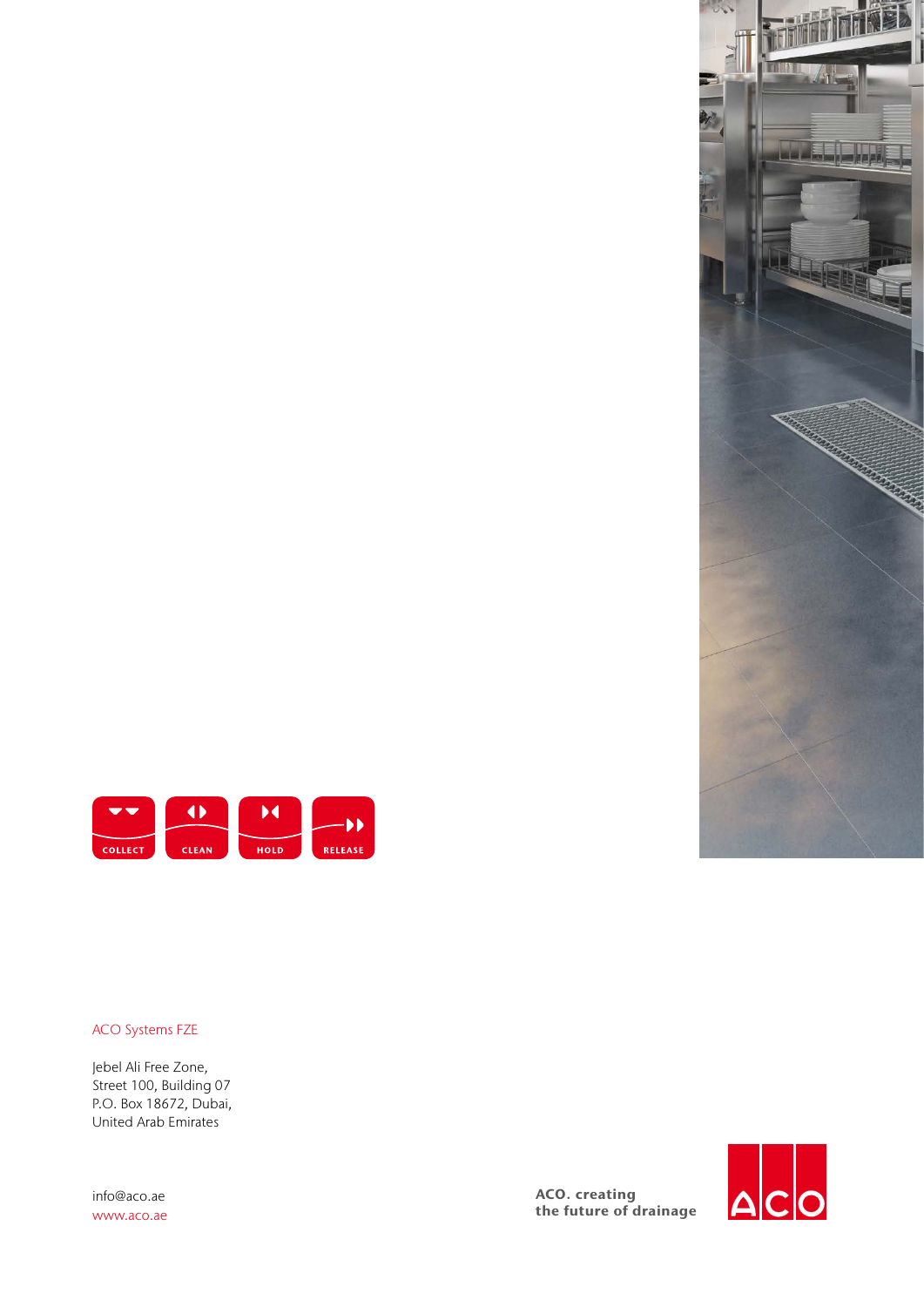COLLECT CLEAN HOLD RELEASE

ACO Systems FZE

Jebel Ali Free Zone,
Street 100, Building 07
P.O. Box 18672, Dubai,
United Arab Emirates

info@aco.ae
www.aco.ae

**ACO. creating the future of drainage**

ACO